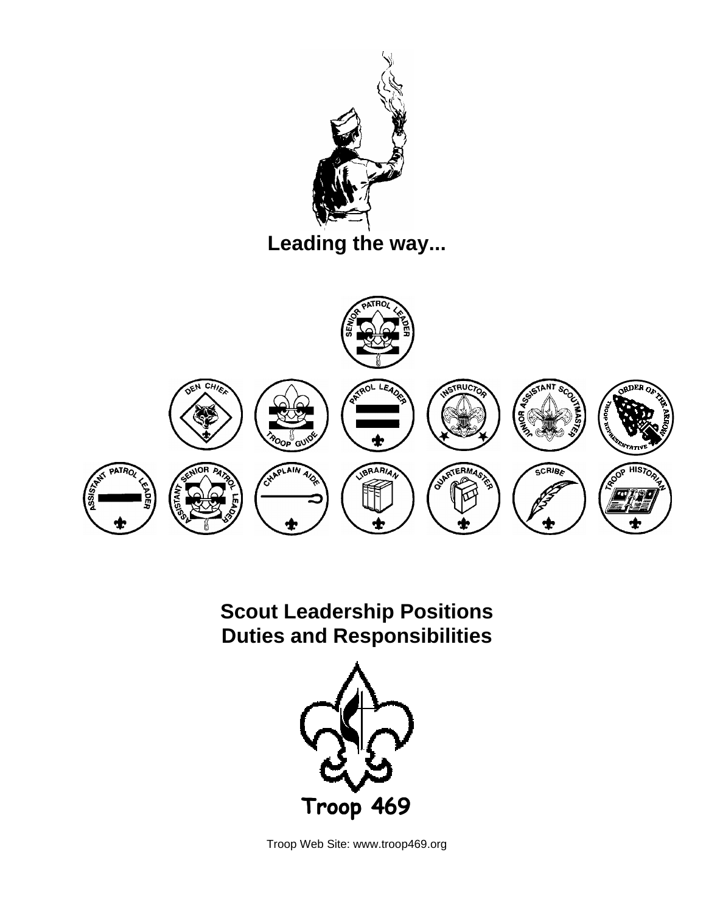**Leading the way...**

# Scout Leadership Positions
# Duties and Responsibilities

Troop 469

Troop Web Site: www.troop469.org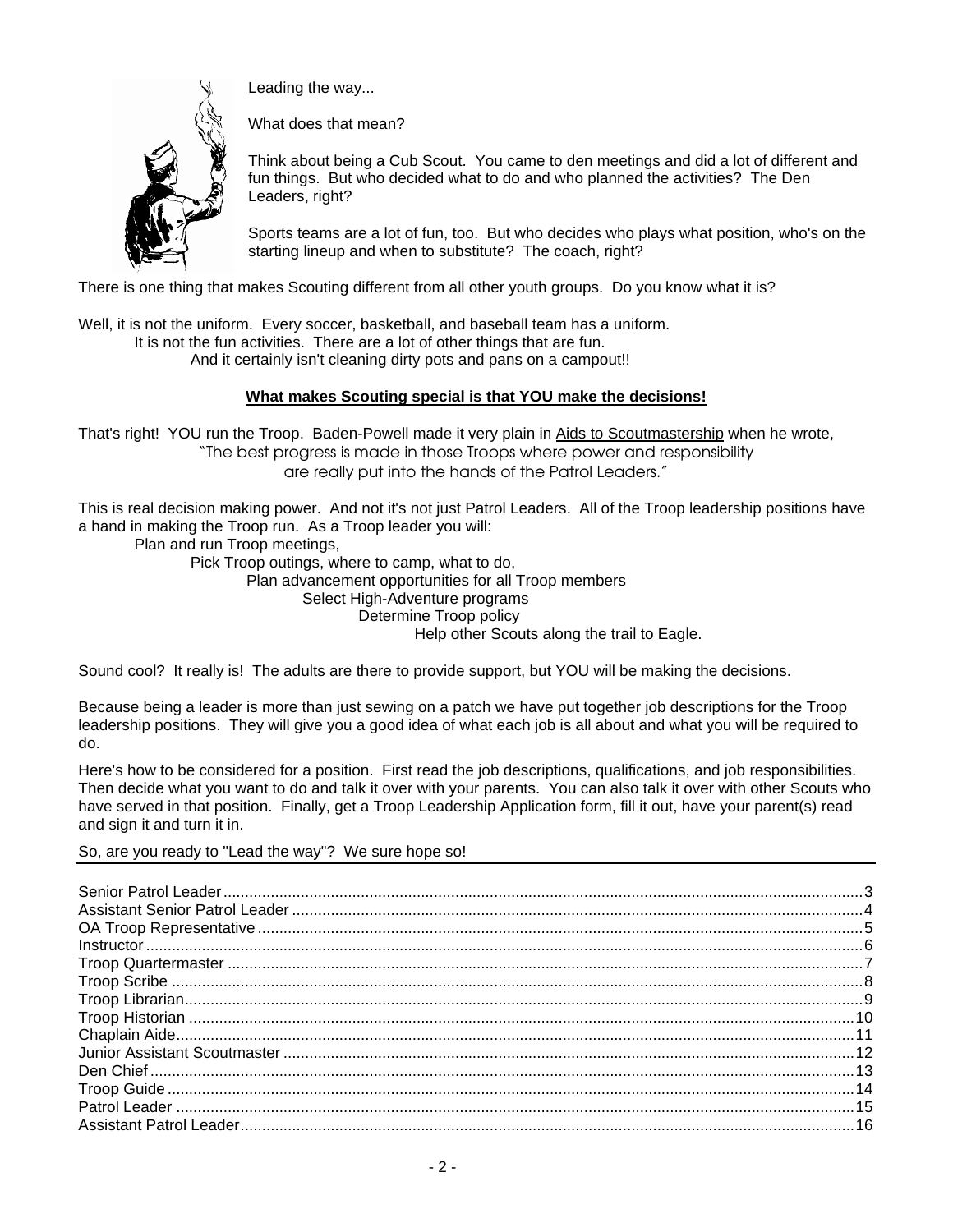Leading the way...

What does that mean?

Think about being a Cub Scout. You came to den meetings and did a lot of different and fun things. But who decided what to do and who planned the activities? The Den Leaders, right?

Sports teams are a lot of fun, too. But who decides who plays what position, who's on the starting lineup and when to substitute? The coach, right?

There is one thing that makes Scouting different from all other youth groups. Do you know what it is?

Well, it is not the uniform. Every soccer, basketball, and baseball team has a uniform.
It is not the fun activities. There are a lot of other things that are fun.
And it certainly isn't cleaning dirty pots and pans on a campout!!

**What makes Scouting special is that YOU make the decisions!**

That's right! YOU run the Troop. Baden-Powell made it very plain in Aids to Scoutmastership when he wrote,

"The best progress is made in those Troops where power and responsibility are really put into the hands of the Patrol Leaders."

This is real decision making power. And not it's not just Patrol Leaders. All of the Troop leadership positions have a hand in making the Troop run. As a Troop leader you will:

- Plan and run Troop meetings,
- Pick Troop outings, where to camp, what to do,
- Plan advancement opportunities for all Troop members
- Select High-Adventure programs
- Determine Troop policy
- Help other Scouts along the trail to Eagle.

Sound cool? It really is! The adults are there to provide support, but YOU will be making the decisions.

Because being a leader is more than just sewing on a patch we have put together job descriptions for the Troop leadership positions. They will give you a good idea of what each job is all about and what you will be required to do.

Here's how to be considered for a position. First read the job descriptions, qualifications, and job responsibilities. Then decide what you want to do and talk it over with your parents. You can also talk it over with other Scouts who have served in that position. Finally, get a Troop Leadership Application form, fill it out, have your parent(s) read and sign it and turn it in.

So, are you ready to "Lead the way"? We sure hope so!

---

Senior Patrol Leader....3
Assistant Senior Patrol Leader....4
OA Troop Representative....5
Instructor....6
Troop Quartermaster....7
Troop Scribe....8
Troop Librarian....9
Troop Historian....10
Chaplain Aide....11
Junior Assistant Scoutmaster....12
Den Chief....13
Troop Guide....14
Patrol Leader....15
Assistant Patrol Leader....16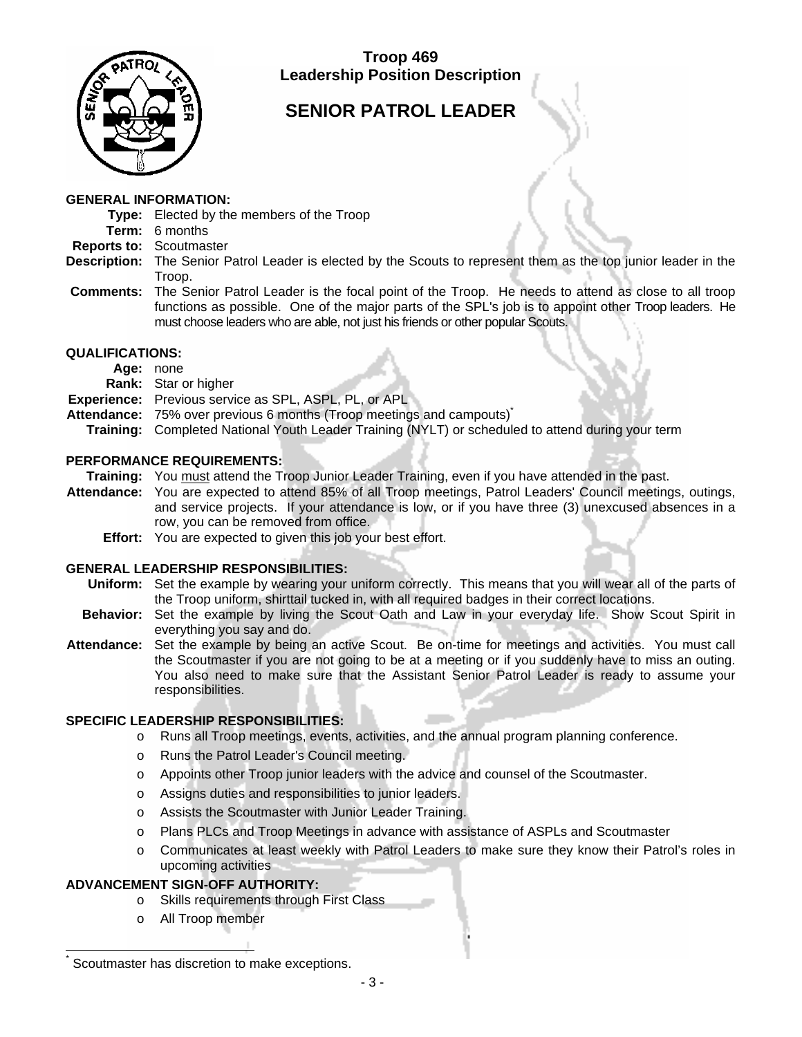# Troop 469
## Leadership Position Description

# SENIOR PATROL LEADER

### GENERAL INFORMATION:

**Type:** Elected by the members of the Troop
**Term:** 6 months
**Reports to:** Scoutmaster
**Description:** The Senior Patrol Leader is elected by the Scouts to represent them as the top junior leader in the Troop.
**Comments:** The Senior Patrol Leader is the focal point of the Troop. He needs to attend as close to all troop functions as possible. One of the major parts of the SPL's job is to appoint other Troop leaders. He must choose leaders who are able, not just his friends or other popular Scouts.

### QUALIFICATIONS:

**Age:** none
**Rank:** Star or higher
**Experience:** Previous service as SPL, ASPL, PL, or APL
**Attendance:** 75% over previous 6 months (Troop meetings and campouts)[*]
**Training:** Completed National Youth Leader Training (NYLT) or scheduled to attend during your term

### PERFORMANCE REQUIREMENTS:

**Training:** You <u>must</u> attend the Troop Junior Leader Training, even if you have attended in the past.
**Attendance:** You are expected to attend 85% of all Troop meetings, Patrol Leaders' Council meetings, outings, and service projects. If your attendance is low, or if you have three (3) unexcused absences in a row, you can be removed from office.
**Effort:** You are expected to given this job your best effort.

### GENERAL LEADERSHIP RESPONSIBILITIES:

**Uniform:** Set the example by wearing your uniform correctly. This means that you will wear all of the parts of the Troop uniform, shirttail tucked in, with all required badges in their correct locations.
**Behavior:** Set the example by living the Scout Oath and Law in your everyday life. Show Scout Spirit in everything you say and do.
**Attendance:** Set the example by being an active Scout. Be on-time for meetings and activities. You must call the Scoutmaster if you are not going to be at a meeting or if you suddenly have to miss an outing. You also need to make sure that the Assistant Senior Patrol Leader is ready to assume your responsibilities.

### SPECIFIC LEADERSHIP RESPONSIBILITIES:

- Runs all Troop meetings, events, activities, and the annual program planning conference.
- Runs the Patrol Leader's Council meeting.
- Appoints other Troop junior leaders with the advice and counsel of the Scoutmaster.
- Assigns duties and responsibilities to junior leaders.
- Assists the Scoutmaster with Junior Leader Training.
- Plans PLCs and Troop Meetings in advance with assistance of ASPLs and Scoutmaster
- Communicates at least weekly with Patrol Leaders to make sure they know their Patrol's roles in upcoming activities

### ADVANCEMENT SIGN-OFF AUTHORITY:

- Skills requirements through First Class
- All Troop member

---

[*] Scoutmaster has discretion to make exceptions.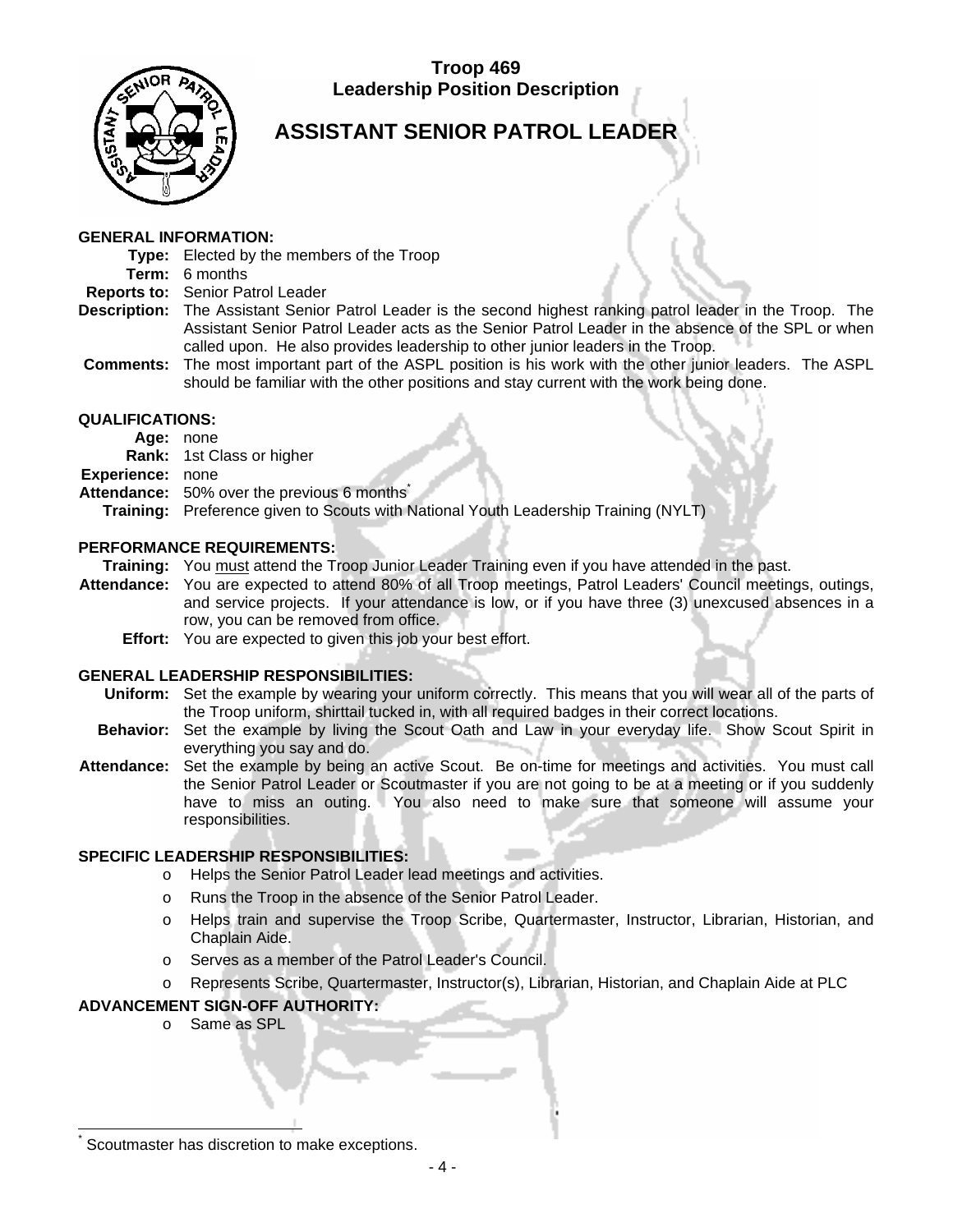**Troop 469**
**Leadership Position Description**

# ASSISTANT SENIOR PATROL LEADER

**GENERAL INFORMATION:**

**Type:** Elected by the members of the Troop

**Term:** 6 months

**Reports to:** Senior Patrol Leader

**Description:** The Assistant Senior Patrol Leader is the second highest ranking patrol leader in the Troop. The Assistant Senior Patrol Leader acts as the Senior Patrol Leader in the absence of the SPL or when called upon. He also provides leadership to other junior leaders in the Troop.

**Comments:** The most important part of the ASPL position is his work with the other junior leaders. The ASPL should be familiar with the other positions and stay current with the work being done.

**QUALIFICATIONS:**

**Age:** none

**Rank:** 1st Class or higher

**Experience:** none

**Attendance:** 50% over the previous 6 months*

**Training:** Preference given to Scouts with National Youth Leadership Training (NYLT)

**PERFORMANCE REQUIREMENTS:**

**Training:** You must attend the Troop Junior Leader Training even if you have attended in the past.

**Attendance:** You are expected to attend 80% of all Troop meetings, Patrol Leaders' Council meetings, outings, and service projects. If your attendance is low, or if you have three (3) unexcused absences in a row, you can be removed from office.

**Effort:** You are expected to given this job your best effort.

**GENERAL LEADERSHIP RESPONSIBILITIES:**

**Uniform:** Set the example by wearing your uniform correctly. This means that you will wear all of the parts of the Troop uniform, shirttail tucked in, with all required badges in their correct locations.

**Behavior:** Set the example by living the Scout Oath and Law in your everyday life. Show Scout Spirit in everything you say and do.

**Attendance:** Set the example by being an active Scout. Be on-time for meetings and activities. You must call the Senior Patrol Leader or Scoutmaster if you are not going to be at a meeting or if you suddenly have to miss an outing. You also need to make sure that someone will assume your responsibilities.

**SPECIFIC LEADERSHIP RESPONSIBILITIES:**

- Helps the Senior Patrol Leader lead meetings and activities.
- Runs the Troop in the absence of the Senior Patrol Leader.
- Helps train and supervise the Troop Scribe, Quartermaster, Instructor, Librarian, Historian, and Chaplain Aide.
- Serves as a member of the Patrol Leader's Council.
- Represents Scribe, Quartermaster, Instructor(s), Librarian, Historian, and Chaplain Aide at PLC

**ADVANCEMENT SIGN-OFF AUTHORITY:**

- Same as SPL

* Scoutmaster has discretion to make exceptions.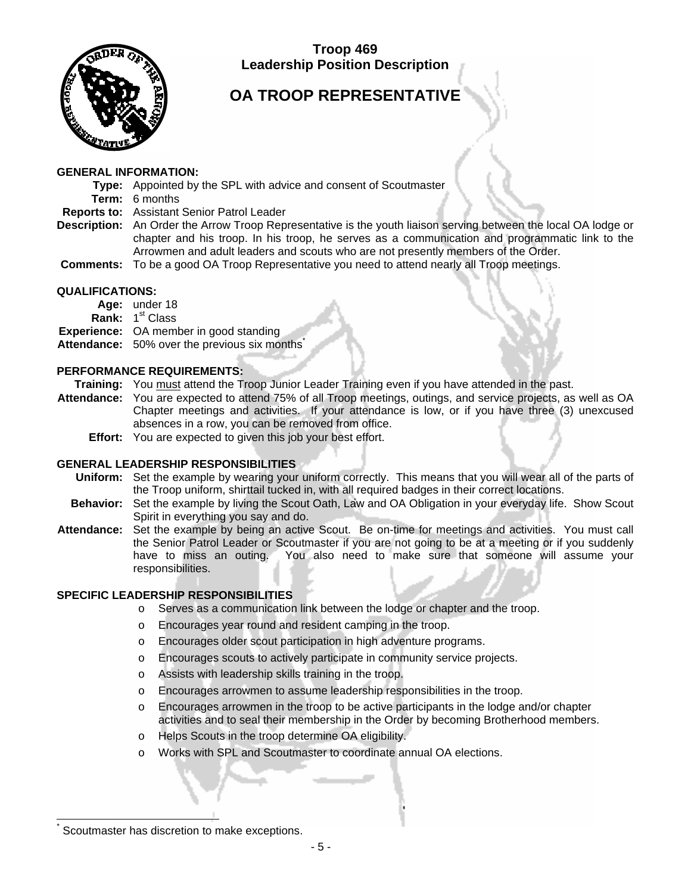# Troop 469
## Leadership Position Description

# OA TROOP REPRESENTATIVE

**GENERAL INFORMATION:**

**Type:** Appointed by the SPL with advice and consent of Scoutmaster

**Term:** 6 months

**Reports to:** Assistant Senior Patrol Leader

**Description:** An Order the Arrow Troop Representative is the youth liaison serving between the local OA lodge or chapter and his troop. In his troop, he serves as a communication and programmatic link to the Arrowmen and adult leaders and scouts who are not presently members of the Order.

**Comments:** To be a good OA Troop Representative you need to attend nearly all Troop meetings.

**QUALIFICATIONS:**

**Age:** under 18

**Rank:** 1st Class

**Experience:** OA member in good standing

**Attendance:** 50% over the previous six months*

**PERFORMANCE REQUIREMENTS:**

**Training:** You must attend the Troop Junior Leader Training even if you have attended in the past.

**Attendance:** You are expected to attend 75% of all Troop meetings, outings, and service projects, as well as OA Chapter meetings and activities. If your attendance is low, or if you have three (3) unexcused absences in a row, you can be removed from office.

**Effort:** You are expected to given this job your best effort.

**GENERAL LEADERSHIP RESPONSIBILITIES**

**Uniform:** Set the example by wearing your uniform correctly. This means that you will wear all of the parts of the Troop uniform, shirttail tucked in, with all required badges in their correct locations.

**Behavior:** Set the example by living the Scout Oath, Law and OA Obligation in your everyday life. Show Scout Spirit in everything you say and do.

**Attendance:** Set the example by being an active Scout. Be on-time for meetings and activities. You must call the Senior Patrol Leader or Scoutmaster if you are not going to be at a meeting or if you suddenly have to miss an outing. You also need to make sure that someone will assume your responsibilities.

**SPECIFIC LEADERSHIP RESPONSIBILITIES**

- Serves as a communication link between the lodge or chapter and the troop.
- Encourages year round and resident camping in the troop.
- Encourages older scout participation in high adventure programs.
- Encourages scouts to actively participate in community service projects.
- Assists with leadership skills training in the troop.
- Encourages arrowmen to assume leadership responsibilities in the troop.
- Encourages arrowmen in the troop to be active participants in the lodge and/or chapter activities and to seal their membership in the Order by becoming Brotherhood members.
- Helps Scouts in the troop determine OA eligibility.
- Works with SPL and Scoutmaster to coordinate annual OA elections.

* Scoutmaster has discretion to make exceptions.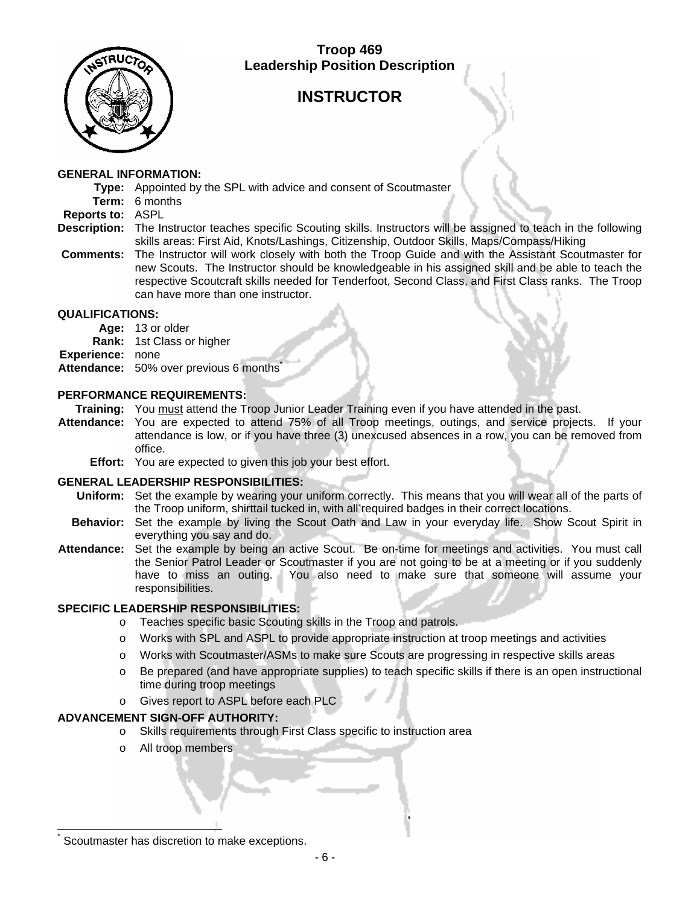**Troop 469**
**Leadership Position Description**

# INSTRUCTOR

**GENERAL INFORMATION:**

**Type:** Appointed by the SPL with advice and consent of Scoutmaster
**Term:** 6 months
**Reports to:** ASPL
**Description:** The Instructor teaches specific Scouting skills. Instructors will be assigned to teach in the following skills areas: First Aid, Knots/Lashings, Citizenship, Outdoor Skills, Maps/Compass/Hiking
**Comments:** The Instructor will work closely with both the Troop Guide and with the Assistant Scoutmaster for new Scouts. The Instructor should be knowledgeable in his assigned skill and be able to teach the respective Scoutcraft skills needed for Tenderfoot, Second Class, and First Class ranks. The Troop can have more than one instructor.

**QUALIFICATIONS:**

**Age:** 13 or older
**Rank:** 1st Class or higher
**Experience:** none
**Attendance:** 50% over previous 6 months*

**PERFORMANCE REQUIREMENTS:**

**Training:** You must attend the Troop Junior Leader Training even if you have attended in the past.
**Attendance:** You are expected to attend 75% of all Troop meetings, outings, and service projects. If your attendance is low, or if you have three (3) unexcused absences in a row, you can be removed from office.
**Effort:** You are expected to given this job your best effort.

**GENERAL LEADERSHIP RESPONSIBILITIES:**

**Uniform:** Set the example by wearing your uniform correctly. This means that you will wear all of the parts of the Troop uniform, shirttail tucked in, with all required badges in their correct locations.
**Behavior:** Set the example by living the Scout Oath and Law in your everyday life. Show Scout Spirit in everything you say and do.
**Attendance:** Set the example by being an active Scout. Be on-time for meetings and activities. You must call the Senior Patrol Leader or Scoutmaster if you are not going to be at a meeting or if you suddenly have to miss an outing. You also need to make sure that someone will assume your responsibilities.

**SPECIFIC LEADERSHIP RESPONSIBILITIES:**

- Teaches specific basic Scouting skills in the Troop and patrols.
- Works with SPL and ASPL to provide appropriate instruction at troop meetings and activities
- Works with Scoutmaster/ASMs to make sure Scouts are progressing in respective skills areas
- Be prepared (and have appropriate supplies) to teach specific skills if there is an open instructional time during troop meetings
- Gives report to ASPL before each PLC

**ADVANCEMENT SIGN-OFF AUTHORITY:**

- Skills requirements through First Class specific to instruction area
- All troop members

* Scoutmaster has discretion to make exceptions.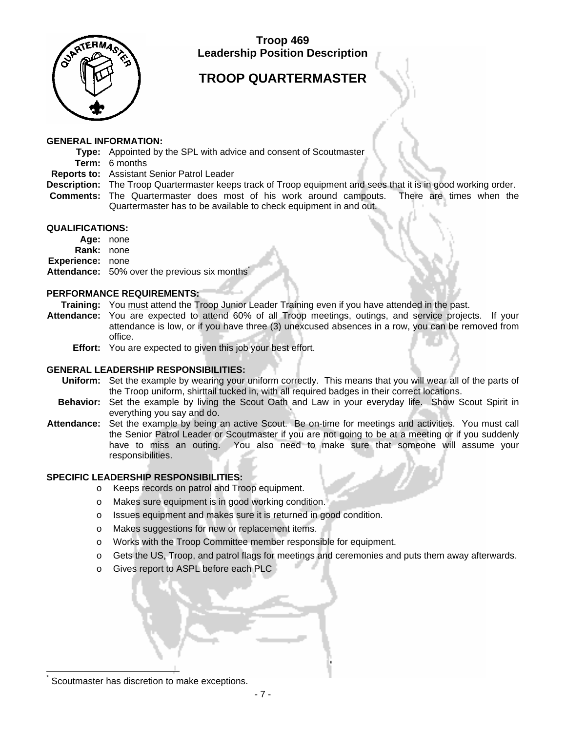# Troop 469
## Leadership Position Description

# TROOP QUARTERMASTER

**GENERAL INFORMATION:**

**Type:** Appointed by the SPL with advice and consent of Scoutmaster

**Term:** 6 months

**Reports to:** Assistant Senior Patrol Leader

**Description:** The Troop Quartermaster keeps track of Troop equipment and sees that it is in good working order.

**Comments:** The Quartermaster does most of his work around campouts. There are times when the Quartermaster has to be available to check equipment in and out.

**QUALIFICATIONS:**

**Age:** none

**Rank:** none

**Experience:** none

**Attendance:** 50% over the previous six months*

**PERFORMANCE REQUIREMENTS:**

**Training:** You <u>must</u> attend the Troop Junior Leader Training even if you have attended in the past.

**Attendance:** You are expected to attend 60% of all Troop meetings, outings, and service projects. If your attendance is low, or if you have three (3) unexcused absences in a row, you can be removed from office.

**Effort:** You are expected to given this job your best effort.

**GENERAL LEADERSHIP RESPONSIBILITIES:**

**Uniform:** Set the example by wearing your uniform correctly. This means that you will wear all of the parts of the Troop uniform, shirttail tucked in, with all required badges in their correct locations.

**Behavior:** Set the example by living the Scout Oath and Law in your everyday life. Show Scout Spirit in everything you say and do.

**Attendance:** Set the example by being an active Scout. Be on-time for meetings and activities. You must call the Senior Patrol Leader or Scoutmaster if you are not going to be at a meeting or if you suddenly have to miss an outing. You also need to make sure that someone will assume your responsibilities.

**SPECIFIC LEADERSHIP RESPONSIBILITIES:**

- Keeps records on patrol and Troop equipment.
- Makes sure equipment is in good working condition.
- Issues equipment and makes sure it is returned in good condition.
- Makes suggestions for new or replacement items.
- Works with the Troop Committee member responsible for equipment.
- Gets the US, Troop, and patrol flags for meetings and ceremonies and puts them away afterwards.
- Gives report to ASPL before each PLC

---

* Scoutmaster has discretion to make exceptions.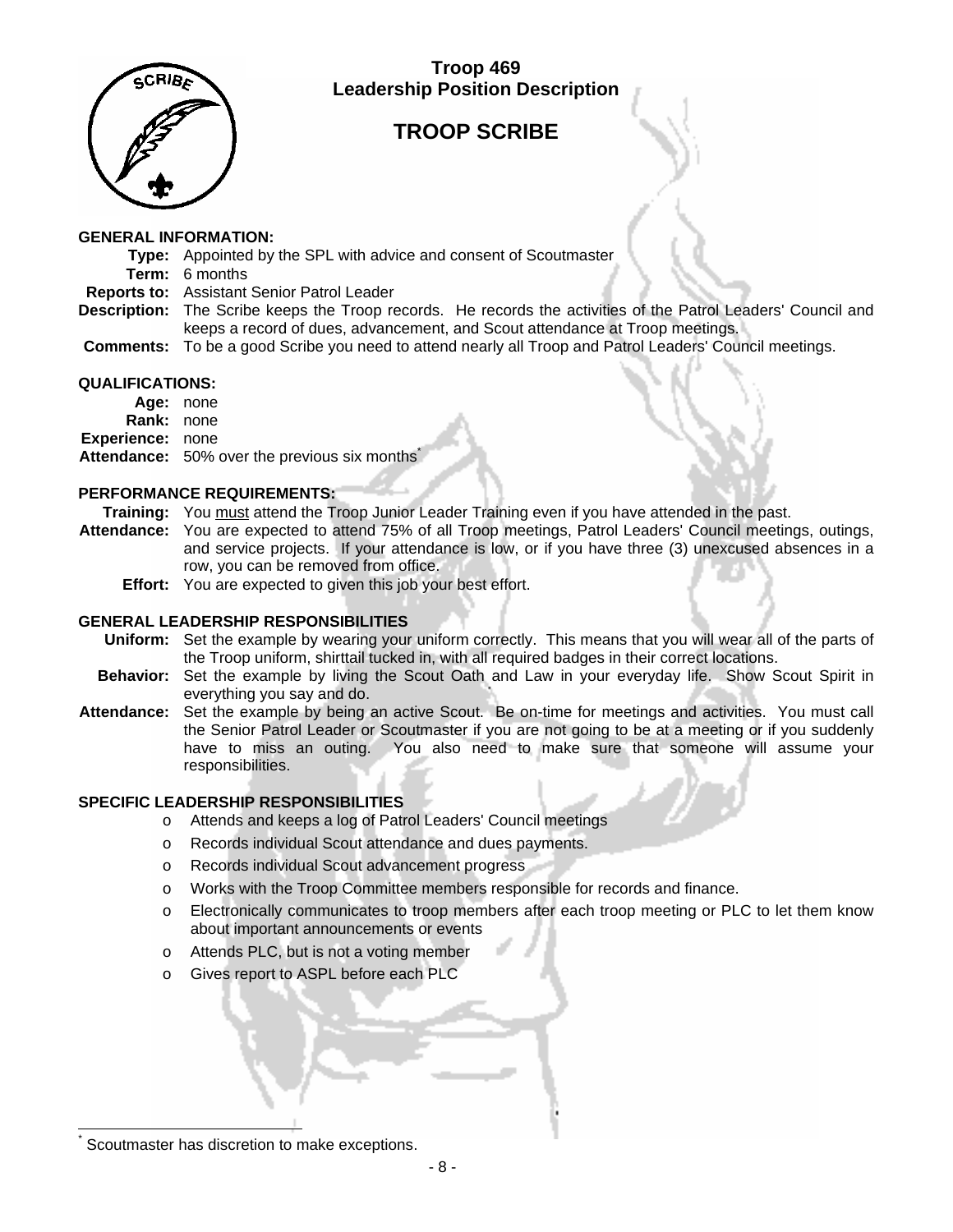# Troop 469
## Leadership Position Description

# TROOP SCRIBE

### GENERAL INFORMATION:

**Type:** Appointed by the SPL with advice and consent of Scoutmaster
**Term:** 6 months
**Reports to:** Assistant Senior Patrol Leader
**Description:** The Scribe keeps the Troop records. He records the activities of the Patrol Leaders' Council and keeps a record of dues, advancement, and Scout attendance at Troop meetings.
**Comments:** To be a good Scribe you need to attend nearly all Troop and Patrol Leaders' Council meetings.

### QUALIFICATIONS:

**Age:** none
**Rank:** none
**Experience:** none
**Attendance:** 50% over the previous six months*

### PERFORMANCE REQUIREMENTS:

**Training:** You must attend the Troop Junior Leader Training even if you have attended in the past.
**Attendance:** You are expected to attend 75% of all Troop meetings, Patrol Leaders' Council meetings, outings, and service projects. If your attendance is low, or if you have three (3) unexcused absences in a row, you can be removed from office.
**Effort:** You are expected to given this job your best effort.

### GENERAL LEADERSHIP RESPONSIBILITIES

**Uniform:** Set the example by wearing your uniform correctly. This means that you will wear all of the parts of the Troop uniform, shirttail tucked in, with all required badges in their correct locations.
**Behavior:** Set the example by living the Scout Oath and Law in your everyday life. Show Scout Spirit in everything you say and do.
**Attendance:** Set the example by being an active Scout. Be on-time for meetings and activities. You must call the Senior Patrol Leader or Scoutmaster if you are not going to be at a meeting or if you suddenly have to miss an outing. You also need to make sure that someone will assume your responsibilities.

### SPECIFIC LEADERSHIP RESPONSIBILITIES

- Attends and keeps a log of Patrol Leaders' Council meetings
- Records individual Scout attendance and dues payments.
- Records individual Scout advancement progress
- Works with the Troop Committee members responsible for records and finance.
- Electronically communicates to troop members after each troop meeting or PLC to let them know about important announcements or events
- Attends PLC, but is not a voting member
- Gives report to ASPL before each PLC

* Scoutmaster has discretion to make exceptions.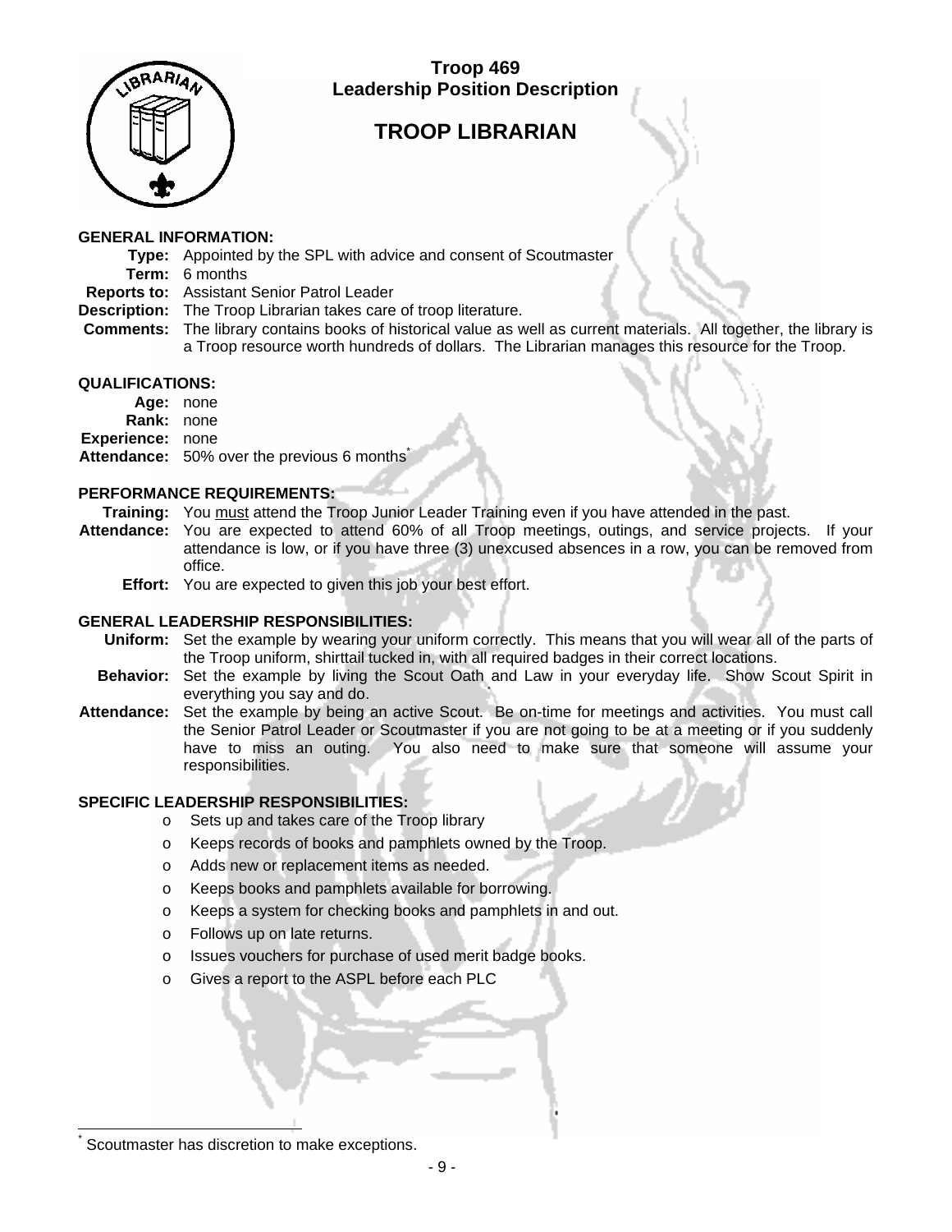# Troop 469
## Leadership Position Description

# TROOP LIBRARIAN

### GENERAL INFORMATION:

**Type:** Appointed by the SPL with advice and consent of Scoutmaster
**Term:** 6 months
**Reports to:** Assistant Senior Patrol Leader
**Description:** The Troop Librarian takes care of troop literature.
**Comments:** The library contains books of historical value as well as current materials. All together, the library is a Troop resource worth hundreds of dollars. The Librarian manages this resource for the Troop.

### QUALIFICATIONS:

**Age:** none
**Rank:** none
**Experience:** none
**Attendance:** 50% over the previous 6 months*

### PERFORMANCE REQUIREMENTS:

**Training:** You must attend the Troop Junior Leader Training even if you have attended in the past.
**Attendance:** You are expected to attend 60% of all Troop meetings, outings, and service projects. If your attendance is low, or if you have three (3) unexcused absences in a row, you can be removed from office.
**Effort:** You are expected to given this job your best effort.

### GENERAL LEADERSHIP RESPONSIBILITIES:

**Uniform:** Set the example by wearing your uniform correctly. This means that you will wear all of the parts of the Troop uniform, shirttail tucked in, with all required badges in their correct locations.
**Behavior:** Set the example by living the Scout Oath and Law in your everyday life. Show Scout Spirit in everything you say and do.
**Attendance:** Set the example by being an active Scout. Be on-time for meetings and activities. You must call the Senior Patrol Leader or Scoutmaster if you are not going to be at a meeting or if you suddenly have to miss an outing. You also need to make sure that someone will assume your responsibilities.

### SPECIFIC LEADERSHIP RESPONSIBILITIES:

- Sets up and takes care of the Troop library
- Keeps records of books and pamphlets owned by the Troop.
- Adds new or replacement items as needed.
- Keeps books and pamphlets available for borrowing.
- Keeps a system for checking books and pamphlets in and out.
- Follows up on late returns.
- Issues vouchers for purchase of used merit badge books.
- Gives a report to the ASPL before each PLC

* Scoutmaster has discretion to make exceptions.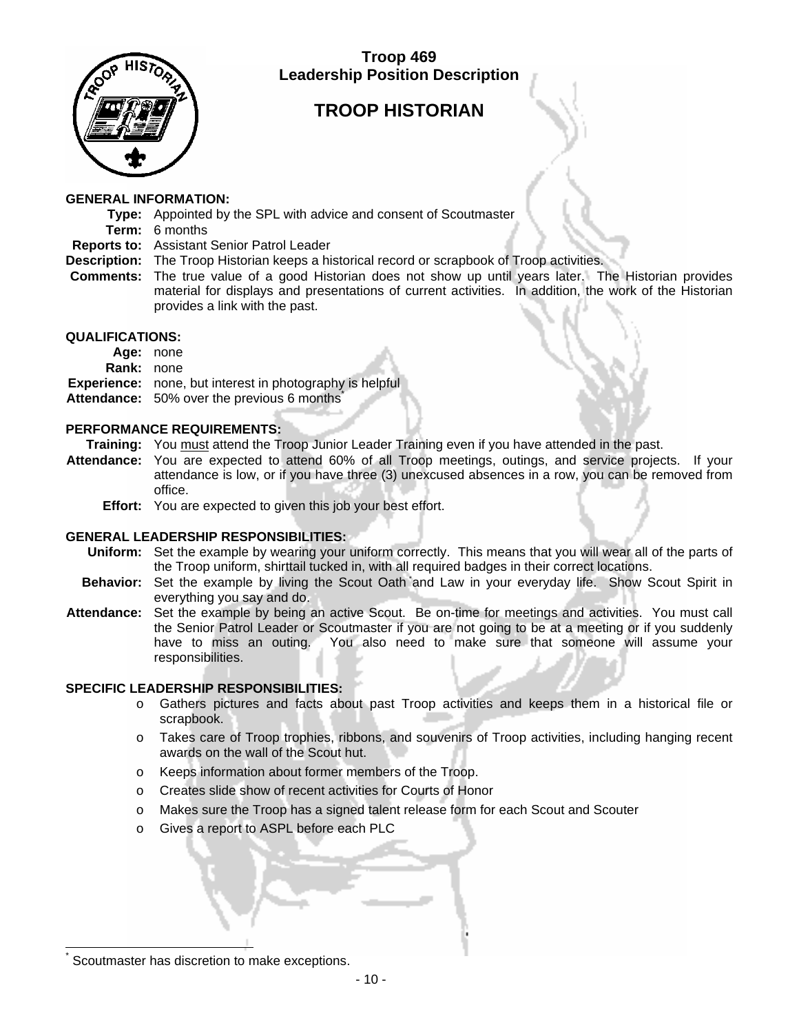# Troop 469
## Leadership Position Description

# TROOP HISTORIAN

**GENERAL INFORMATION:**

**Type:** Appointed by the SPL with advice and consent of Scoutmaster

**Term:** 6 months

**Reports to:** Assistant Senior Patrol Leader

**Description:** The Troop Historian keeps a historical record or scrapbook of Troop activities.

**Comments:** The true value of a good Historian does not show up until years later. The Historian provides material for displays and presentations of current activities. In addition, the work of the Historian provides a link with the past.

**QUALIFICATIONS:**

**Age:** none

**Rank:** none

**Experience:** none, but interest in photography is helpful

**Attendance:** 50% over the previous 6 months*

**PERFORMANCE REQUIREMENTS:**

**Training:** You must attend the Troop Junior Leader Training even if you have attended in the past.

**Attendance:** You are expected to attend 60% of all Troop meetings, outings, and service projects. If your attendance is low, or if you have three (3) unexcused absences in a row, you can be removed from office.

**Effort:** You are expected to given this job your best effort.

**GENERAL LEADERSHIP RESPONSIBILITIES:**

**Uniform:** Set the example by wearing your uniform correctly. This means that you will wear all of the parts of the Troop uniform, shirttail tucked in, with all required badges in their correct locations.

**Behavior:** Set the example by living the Scout Oath and Law in your everyday life. Show Scout Spirit in everything you say and do.

**Attendance:** Set the example by being an active Scout. Be on-time for meetings and activities. You must call the Senior Patrol Leader or Scoutmaster if you are not going to be at a meeting or if you suddenly have to miss an outing. You also need to make sure that someone will assume your responsibilities.

**SPECIFIC LEADERSHIP RESPONSIBILITIES:**

- Gathers pictures and facts about past Troop activities and keeps them in a historical file or scrapbook.
- Takes care of Troop trophies, ribbons, and souvenirs of Troop activities, including hanging recent awards on the wall of the Scout hut.
- Keeps information about former members of the Troop.
- Creates slide show of recent activities for Courts of Honor
- Makes sure the Troop has a signed talent release form for each Scout and Scouter
- Gives a report to ASPL before each PLC

---

* Scoutmaster has discretion to make exceptions.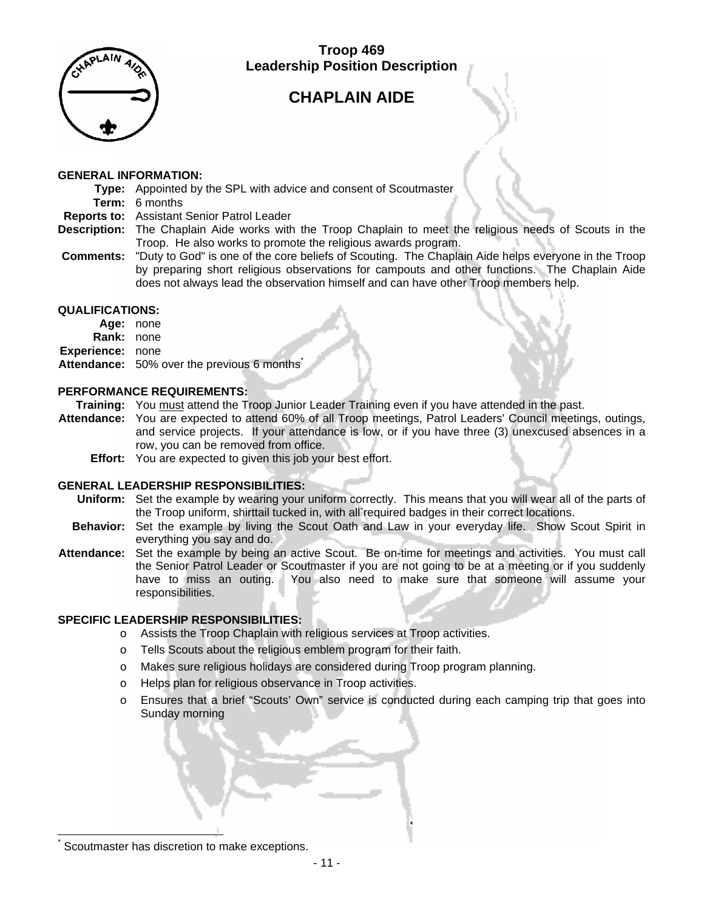# Troop 469
## Leadership Position Description

# CHAPLAIN AIDE

### GENERAL INFORMATION:

**Type:** Appointed by the SPL with advice and consent of Scoutmaster

**Term:** 6 months

**Reports to:** Assistant Senior Patrol Leader

**Description:** The Chaplain Aide works with the Troop Chaplain to meet the religious needs of Scouts in the Troop. He also works to promote the religious awards program.

**Comments:** "Duty to God" is one of the core beliefs of Scouting. The Chaplain Aide helps everyone in the Troop by preparing short religious observations for campouts and other functions. The Chaplain Aide does not always lead the observation himself and can have other Troop members help.

### QUALIFICATIONS:

**Age:** none

**Rank:** none

**Experience:** none

**Attendance:** 50% over the previous 6 months*

### PERFORMANCE REQUIREMENTS:

**Training:** You must attend the Troop Junior Leader Training even if you have attended in the past.

**Attendance:** You are expected to attend 60% of all Troop meetings, Patrol Leaders' Council meetings, outings, and service projects. If your attendance is low, or if you have three (3) unexcused absences in a row, you can be removed from office.

**Effort:** You are expected to given this job your best effort.

### GENERAL LEADERSHIP RESPONSIBILITIES:

**Uniform:** Set the example by wearing your uniform correctly. This means that you will wear all of the parts of the Troop uniform, shirttail tucked in, with all required badges in their correct locations.

**Behavior:** Set the example by living the Scout Oath and Law in your everyday life. Show Scout Spirit in everything you say and do.

**Attendance:** Set the example by being an active Scout. Be on-time for meetings and activities. You must call the Senior Patrol Leader or Scoutmaster if you are not going to be at a meeting or if you suddenly have to miss an outing. You also need to make sure that someone will assume your responsibilities.

### SPECIFIC LEADERSHIP RESPONSIBILITIES:

- Assists the Troop Chaplain with religious services at Troop activities.
- Tells Scouts about the religious emblem program for their faith.
- Makes sure religious holidays are considered during Troop program planning.
- Helps plan for religious observance in Troop activities.
- Ensures that a brief "Scouts' Own" service is conducted during each camping trip that goes into Sunday morning

* Scoutmaster has discretion to make exceptions.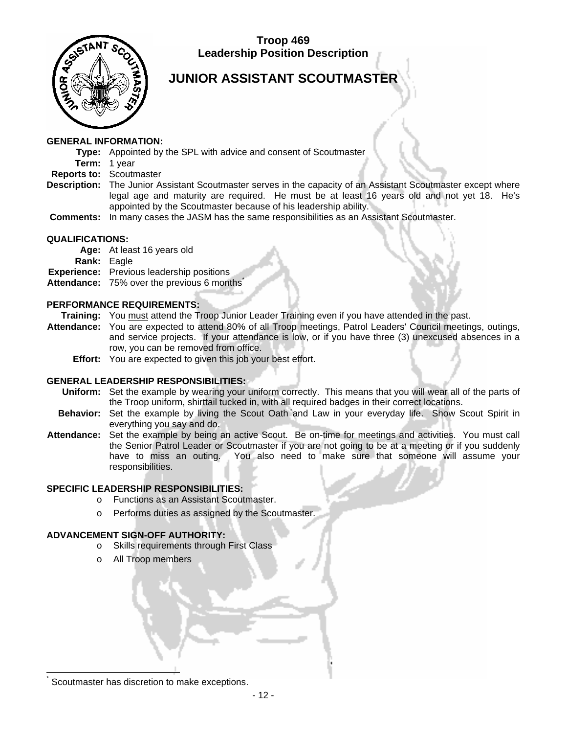**Troop 469**
**Leadership Position Description**

# JUNIOR ASSISTANT SCOUTMASTER

## GENERAL INFORMATION:

**Type:** Appointed by the SPL with advice and consent of Scoutmaster

**Term:** 1 year

**Reports to:** Scoutmaster

**Description:** The Junior Assistant Scoutmaster serves in the capacity of an Assistant Scoutmaster except where legal age and maturity are required. He must be at least 16 years old and not yet 18. He's appointed by the Scoutmaster because of his leadership ability.

**Comments:** In many cases the JASM has the same responsibilities as an Assistant Scoutmaster.

## QUALIFICATIONS:

**Age:** At least 16 years old

**Rank:** Eagle

**Experience:** Previous leadership positions

**Attendance:** 75% over the previous 6 months*

## PERFORMANCE REQUIREMENTS:

**Training:** You must attend the Troop Junior Leader Training even if you have attended in the past.

**Attendance:** You are expected to attend 80% of all Troop meetings, Patrol Leaders' Council meetings, outings, and service projects. If your attendance is low, or if you have three (3) unexcused absences in a row, you can be removed from office.

**Effort:** You are expected to given this job your best effort.

## GENERAL LEADERSHIP RESPONSIBILITIES:

**Uniform:** Set the example by wearing your uniform correctly. This means that you will wear all of the parts of the Troop uniform, shirttail tucked in, with all required badges in their correct locations.

**Behavior:** Set the example by living the Scout Oath and Law in your everyday life. Show Scout Spirit in everything you say and do.

**Attendance:** Set the example by being an active Scout. Be on-time for meetings and activities. You must call the Senior Patrol Leader or Scoutmaster if you are not going to be at a meeting or if you suddenly have to miss an outing. You also need to make sure that someone will assume your responsibilities.

## SPECIFIC LEADERSHIP RESPONSIBILITIES:

- Functions as an Assistant Scoutmaster.
- Performs duties as assigned by the Scoutmaster.

## ADVANCEMENT SIGN-OFF AUTHORITY:

- Skills requirements through First Class
- All Troop members

---

* Scoutmaster has discretion to make exceptions.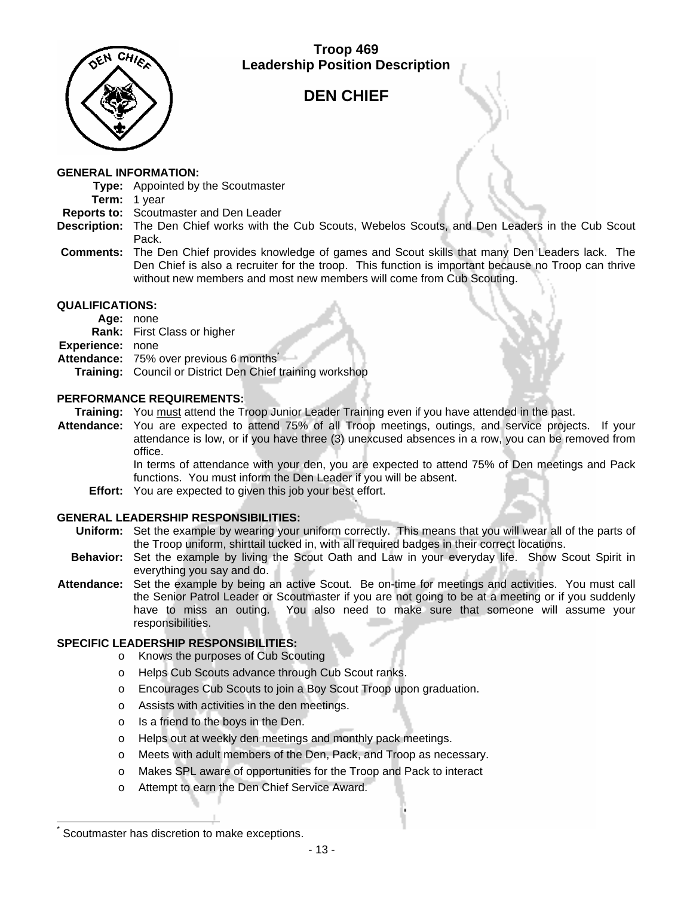# Troop 469
## Leadership Position Description

# DEN CHIEF

**GENERAL INFORMATION:**

**Type:** Appointed by the Scoutmaster

**Term:** 1 year

**Reports to:** Scoutmaster and Den Leader

**Description:** The Den Chief works with the Cub Scouts, Webelos Scouts, and Den Leaders in the Cub Scout Pack.

**Comments:** The Den Chief provides knowledge of games and Scout skills that many Den Leaders lack. The Den Chief is also a recruiter for the troop. This function is important because no Troop can thrive without new members and most new members will come from Cub Scouting.

**QUALIFICATIONS:**

**Age:** none

**Rank:** First Class or higher

**Experience:** none

**Attendance:** 75% over previous 6 months*

**Training:** Council or District Den Chief training workshop

**PERFORMANCE REQUIREMENTS:**

**Training:** You must attend the Troop Junior Leader Training even if you have attended in the past.

**Attendance:** You are expected to attend 75% of all Troop meetings, outings, and service projects. If your attendance is low, or if you have three (3) unexcused absences in a row, you can be removed from office.

In terms of attendance with your den, you are expected to attend 75% of Den meetings and Pack functions. You must inform the Den Leader if you will be absent.

**Effort:** You are expected to given this job your best effort.

**GENERAL LEADERSHIP RESPONSIBILITIES:**

**Uniform:** Set the example by wearing your uniform correctly. This means that you will wear all of the parts of the Troop uniform, shirttail tucked in, with all required badges in their correct locations.

**Behavior:** Set the example by living the Scout Oath and Law in your everyday life. Show Scout Spirit in everything you say and do.

**Attendance:** Set the example by being an active Scout. Be on-time for meetings and activities. You must call the Senior Patrol Leader or Scoutmaster if you are not going to be at a meeting or if you suddenly have to miss an outing. You also need to make sure that someone will assume your responsibilities.

**SPECIFIC LEADERSHIP RESPONSIBILITIES:**

- Knows the purposes of Cub Scouting
- Helps Cub Scouts advance through Cub Scout ranks.
- Encourages Cub Scouts to join a Boy Scout Troop upon graduation.
- Assists with activities in the den meetings.
- Is a friend to the boys in the Den.
- Helps out at weekly den meetings and monthly pack meetings.
- Meets with adult members of the Den, Pack, and Troop as necessary.
- Makes SPL aware of opportunities for the Troop and Pack to interact
- Attempt to earn the Den Chief Service Award.

\* Scoutmaster has discretion to make exceptions.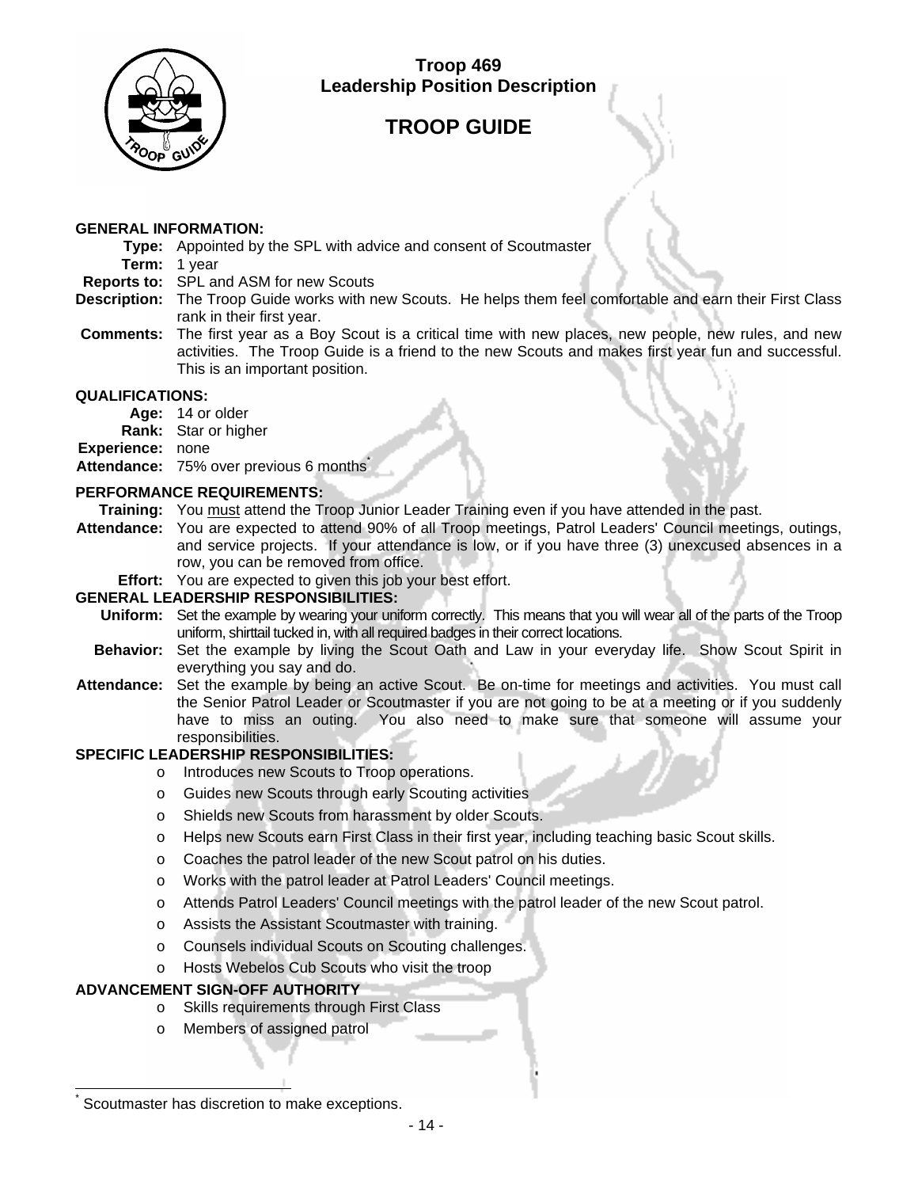# Troop 469
## Leadership Position Description

# TROOP GUIDE

**GENERAL INFORMATION:**

**Type:** Appointed by the SPL with advice and consent of Scoutmaster

**Term:** 1 year

**Reports to:** SPL and ASM for new Scouts

**Description:** The Troop Guide works with new Scouts. He helps them feel comfortable and earn their First Class rank in their first year.

**Comments:** The first year as a Boy Scout is a critical time with new places, new people, new rules, and new activities. The Troop Guide is a friend to the new Scouts and makes first year fun and successful. This is an important position.

**QUALIFICATIONS:**

**Age:** 14 or older

**Rank:** Star or higher

**Experience:** none

**Attendance:** 75% over previous 6 months*

**PERFORMANCE REQUIREMENTS:**

**Training:** You must attend the Troop Junior Leader Training even if you have attended in the past.

**Attendance:** You are expected to attend 90% of all Troop meetings, Patrol Leaders' Council meetings, outings, and service projects. If your attendance is low, or if you have three (3) unexcused absences in a row, you can be removed from office.

**Effort:** You are expected to given this job your best effort.

**GENERAL LEADERSHIP RESPONSIBILITIES:**

**Uniform:** Set the example by wearing your uniform correctly. This means that you will wear all of the parts of the Troop uniform, shirttail tucked in, with all required badges in their correct locations.

**Behavior:** Set the example by living the Scout Oath and Law in your everyday life. Show Scout Spirit in everything you say and do.

**Attendance:** Set the example by being an active Scout. Be on-time for meetings and activities. You must call the Senior Patrol Leader or Scoutmaster if you are not going to be at a meeting or if you suddenly have to miss an outing. You also need to make sure that someone will assume your responsibilities.

**SPECIFIC LEADERSHIP RESPONSIBILITIES:**

- Introduces new Scouts to Troop operations.
- Guides new Scouts through early Scouting activities
- Shields new Scouts from harassment by older Scouts.
- Helps new Scouts earn First Class in their first year, including teaching basic Scout skills.
- Coaches the patrol leader of the new Scout patrol on his duties.
- Works with the patrol leader at Patrol Leaders' Council meetings.
- Attends Patrol Leaders' Council meetings with the patrol leader of the new Scout patrol.
- Assists the Assistant Scoutmaster with training.
- Counsels individual Scouts on Scouting challenges.
- Hosts Webelos Cub Scouts who visit the troop

**ADVANCEMENT SIGN-OFF AUTHORITY**

- Skills requirements through First Class
- Members of assigned patrol

---

* Scoutmaster has discretion to make exceptions.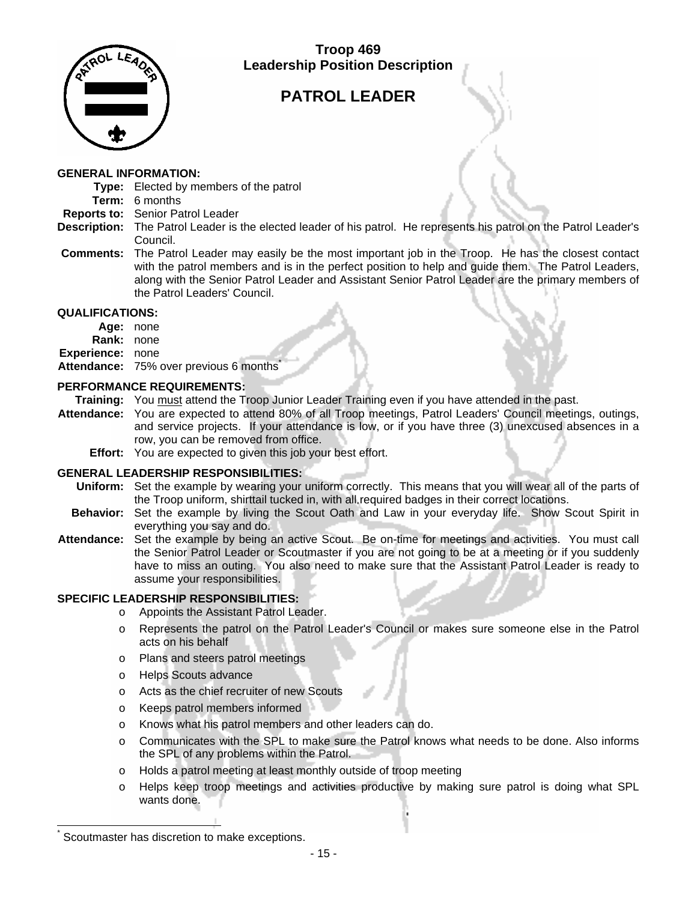# Troop 469
## Leadership Position Description

# PATROL LEADER

### GENERAL INFORMATION:

**Type:** Elected by members of the patrol

**Term:** 6 months

**Reports to:** Senior Patrol Leader

**Description:** The Patrol Leader is the elected leader of his patrol. He represents his patrol on the Patrol Leader's Council.

**Comments:** The Patrol Leader may easily be the most important job in the Troop. He has the closest contact with the patrol members and is in the perfect position to help and guide them. The Patrol Leaders, along with the Senior Patrol Leader and Assistant Senior Patrol Leader are the primary members of the Patrol Leaders' Council.

### QUALIFICATIONS:

**Age:** none

**Rank:** none

**Experience:** none

**Attendance:** 75% over previous 6 months*

### PERFORMANCE REQUIREMENTS:

**Training:** You <u>must</u> attend the Troop Junior Leader Training even if you have attended in the past.

**Attendance:** You are expected to attend 80% of all Troop meetings, Patrol Leaders' Council meetings, outings, and service projects. If your attendance is low, or if you have three (3) unexcused absences in a row, you can be removed from office.

**Effort:** You are expected to given this job your best effort.

### GENERAL LEADERSHIP RESPONSIBILITIES:

**Uniform:** Set the example by wearing your uniform correctly. This means that you will wear all of the parts of the Troop uniform, shirttail tucked in, with all required badges in their correct locations.

**Behavior:** Set the example by living the Scout Oath and Law in your everyday life. Show Scout Spirit in everything you say and do.

**Attendance:** Set the example by being an active Scout. Be on-time for meetings and activities. You must call the Senior Patrol Leader or Scoutmaster if you are not going to be at a meeting or if you suddenly have to miss an outing. You also need to make sure that the Assistant Patrol Leader is ready to assume your responsibilities.

### SPECIFIC LEADERSHIP RESPONSIBILITIES:

- Appoints the Assistant Patrol Leader.
- Represents the patrol on the Patrol Leader's Council or makes sure someone else in the Patrol acts on his behalf
- Plans and steers patrol meetings
- Helps Scouts advance
- Acts as the chief recruiter of new Scouts
- Keeps patrol members informed
- Knows what his patrol members and other leaders can do.
- Communicates with the SPL to make sure the Patrol knows what needs to be done. Also informs the SPL of any problems within the Patrol.
- Holds a patrol meeting at least monthly outside of troop meeting
- Helps keep troop meetings and activities productive by making sure patrol is doing what SPL wants done.

---

* Scoutmaster has discretion to make exceptions.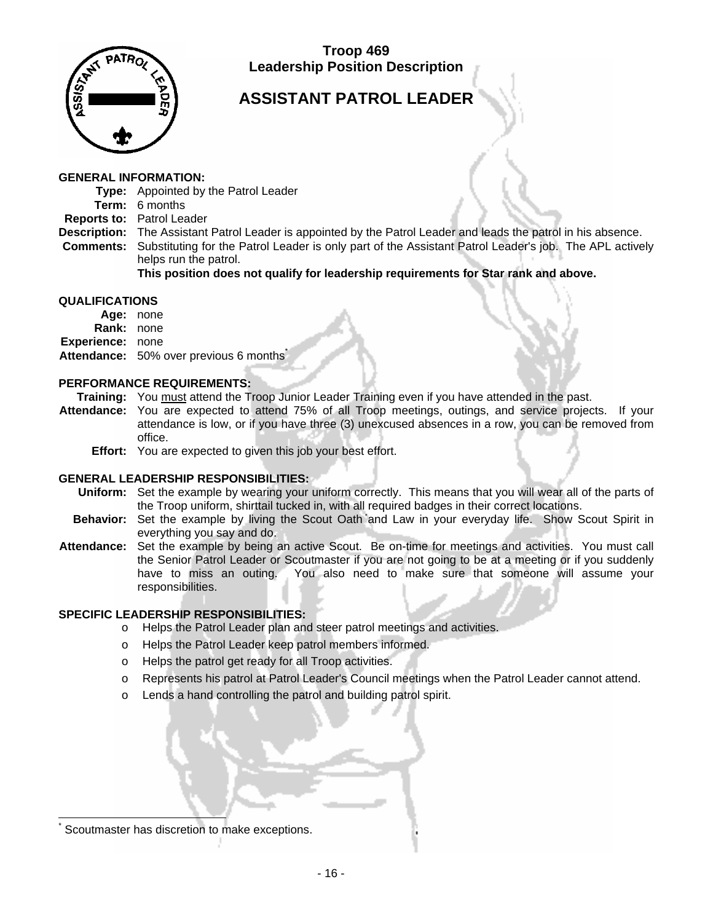**Troop 469**
**Leadership Position Description**

# ASSISTANT PATROL LEADER

**GENERAL INFORMATION:**

**Type:** Appointed by the Patrol Leader
**Term:** 6 months
**Reports to:** Patrol Leader
**Description:** The Assistant Patrol Leader is appointed by the Patrol Leader and leads the patrol in his absence.
**Comments:** Substituting for the Patrol Leader is only part of the Assistant Patrol Leader's job. The APL actively helps run the patrol.
**This position does not qualify for leadership requirements for Star rank and above.**

**QUALIFICATIONS**

**Age:** none
**Rank:** none
**Experience:** none
**Attendance:** 50% over previous 6 months*

**PERFORMANCE REQUIREMENTS:**

**Training:** You <u>must</u> attend the Troop Junior Leader Training even if you have attended in the past.
**Attendance:** You are expected to attend 75% of all Troop meetings, outings, and service projects. If your attendance is low, or if you have three (3) unexcused absences in a row, you can be removed from office.
**Effort:** You are expected to given this job your best effort.

**GENERAL LEADERSHIP RESPONSIBILITIES:**

**Uniform:** Set the example by wearing your uniform correctly. This means that you will wear all of the parts of the Troop uniform, shirttail tucked in, with all required badges in their correct locations.
**Behavior:** Set the example by living the Scout Oath and Law in your everyday life. Show Scout Spirit in everything you say and do.
**Attendance:** Set the example by being an active Scout. Be on-time for meetings and activities. You must call the Senior Patrol Leader or Scoutmaster if you are not going to be at a meeting or if you suddenly have to miss an outing. You also need to make sure that someone will assume your responsibilities.

**SPECIFIC LEADERSHIP RESPONSIBILITIES:**

- Helps the Patrol Leader plan and steer patrol meetings and activities.
- Helps the Patrol Leader keep patrol members informed.
- Helps the patrol get ready for all Troop activities.
- Represents his patrol at Patrol Leader's Council meetings when the Patrol Leader cannot attend.
- Lends a hand controlling the patrol and building patrol spirit.

* Scoutmaster has discretion to make exceptions.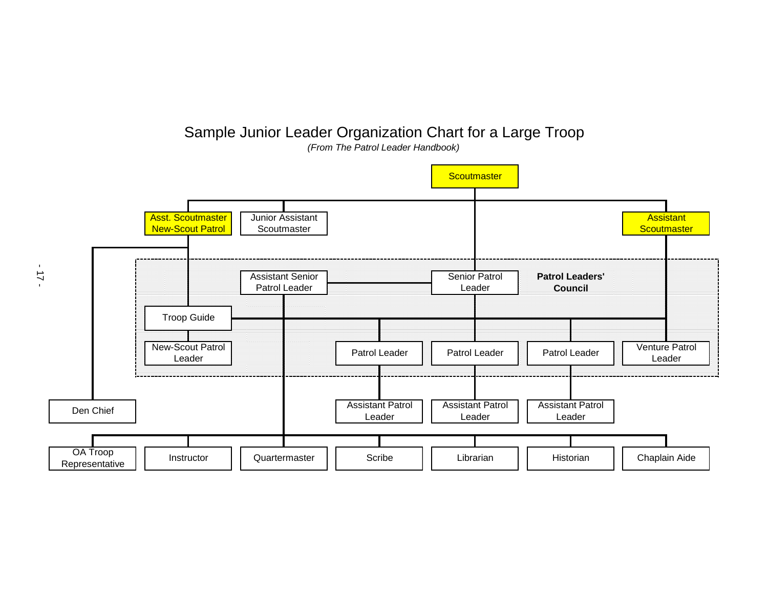# Sample Junior Leader Organization Chart for a Large Troop

*(From The Patrol Leader Handbook)*

Scoutmaster

Asst. Scoutmaster New-Scout Patrol

Junior Assistant Scoutmaster

Assistant Scoutmaster

Assistant Senior Patrol Leader

Senior Patrol Leader

**Patrol Leaders' Council**

Troop Guide

New-Scout Patrol Leader

Patrol Leader

Patrol Leader

Patrol Leader

Venture Patrol Leader

Den Chief

Assistant Patrol Leader

Assistant Patrol Leader

Assistant Patrol Leader

OA Troop Representative

Instructor

Quartermaster

Scribe

Librarian

Historian

Chaplain Aide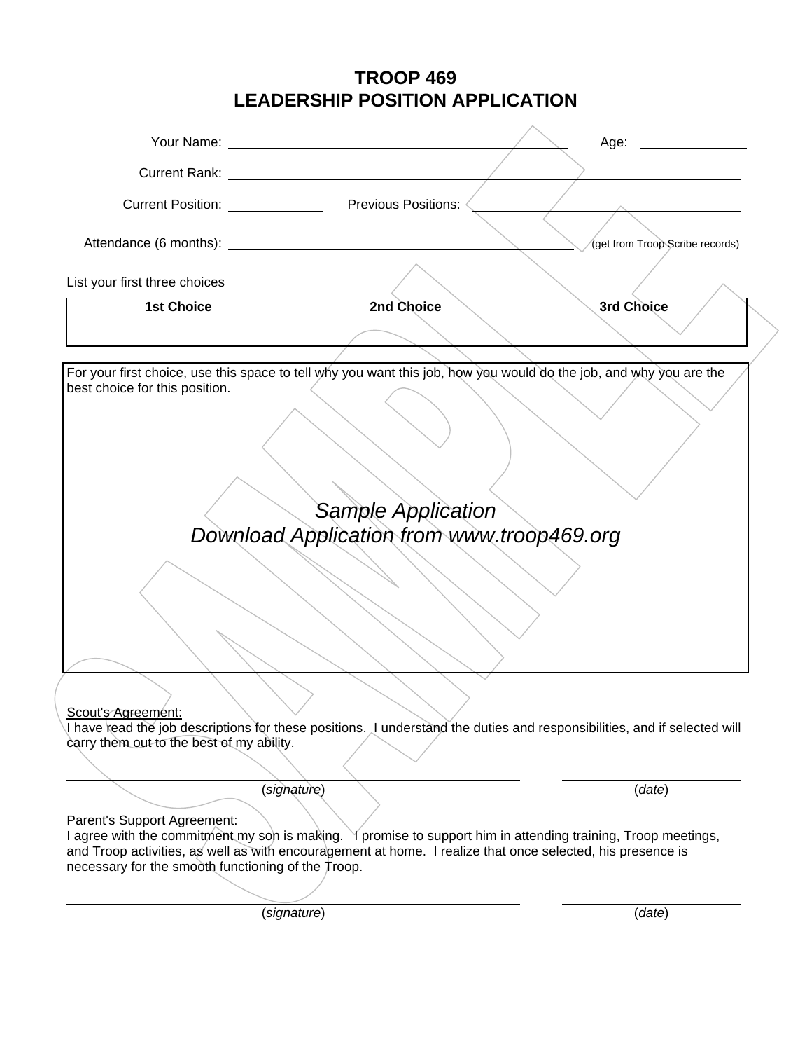# TROOP 469
# LEADERSHIP POSITION APPLICATION

Your Name: ______________________________ Age: __________

Current Rank: ______________________________

Current Position: __________ Previous Positions: ______________________________

Attendance (6 months): ______________________________ (get from Troop Scribe records)

List your first three choices

| 1st Choice | 2nd Choice | 3rd Choice |
| --- | --- | --- |
| | | |

For your first choice, use this space to tell why you want this job, how you would do the job, and why you are the best choice for this position.

*Sample Application*
*Download Application from www.troop469.org*

Scout's Agreement:
I have read the job descriptions for these positions. I understand the duties and responsibilities, and if selected will carry them out to the best of my ability.

______________________________ (*signature*) __________ (*date*)

Parent's Support Agreement:
I agree with the commitment my son is making. I promise to support him in attending training, Troop meetings, and Troop activities, as well as with encouragement at home. I realize that once selected, his presence is necessary for the smooth functioning of the Troop.

______________________________ (*signature*) __________ (*date*)